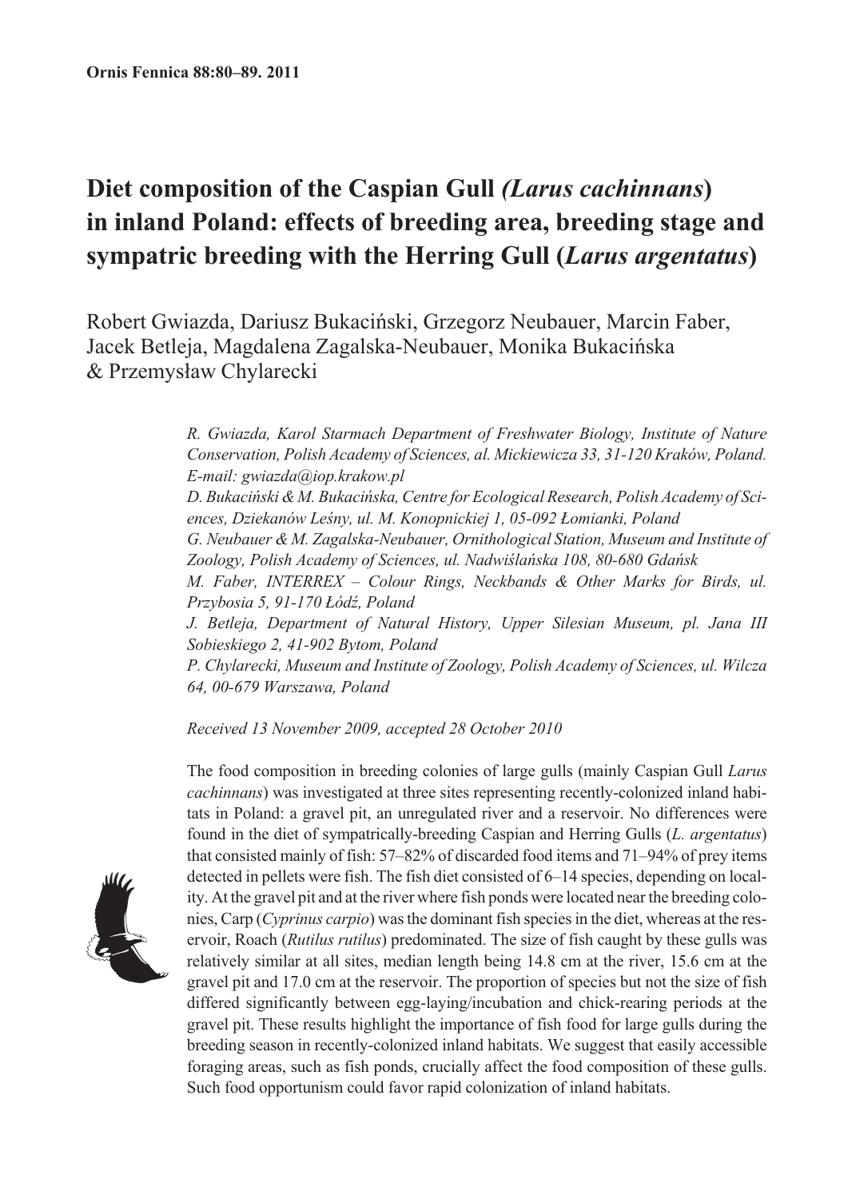# Diet composition of the Caspian Gull *(Larus cachinnans)* in inland Poland: effects of breeding area, breeding stage and sympatric breeding with the Herring Gull (*Larus argentatus*)

Robert Gwiazda, Dariusz Bukaciński, Grzegorz Neubauer, Marcin Faber, Jacek Betleja, Magdalena Zagalska-Neubauer, Monika Bukacińska & Przemysław Chylarecki

*R. Gwiazda, Karol Starmach Department of Freshwater Biology, Institute of Nature Conservation, Polish Academy of Sciences, al. Mickiewicza 33, 31-120 Kraków, Poland. E-mail: gwiazda@iop.krakow.pl*

*D. Bukaciński & M. Bukacińska, Centre for Ecological Research, Polish Academy of Sciences, Dziekanów Leśny, ul. M. Konopnickiej 1, 05-092 Łomianki, Poland*

*G. Neubauer & M. Zagalska-Neubauer, Ornithological Station, Museum and Institute of Zoology, Polish Academy of Sciences, ul. Nadwiślańska 108, 80-680 Gdańsk*

*M. Faber, INTERREX – Colour Rings, Neckbands & Other Marks for Birds, ul. Przybosia 5, 91-170 Łódź, Poland*

*J. Betleja, Department of Natural History, Upper Silesian Museum, pl. Jana III Sobieskiego 2, 41-902 Bytom, Poland*

*P. Chylarecki, Museum and Institute of Zoology, Polish Academy of Sciences, ul. Wilcza 64, 00-679 Warszawa, Poland*

*Received 13 November 2009, accepted 28 October 2010*

The food composition in breeding colonies of large gulls (mainly Caspian Gull *Larus cachinnans*) was investigated at three sites representing recently-colonized inland habitats in Poland: a gravel pit, an unregulated river and a reservoir. No differences were found in the diet of sympatrically-breeding Caspian and Herring Gulls (*L. argentatus*) that consisted mainly of fish: 57–82% of discarded food items and 71–94% of prey items detected in pellets were fish. The fish diet consisted of 6–14 species, depending on locality. At the gravel pit and at the river where fish ponds were located near the breeding colonies, Carp (*Cyprinus carpio*) was the dominant fish species in the diet, whereas at the reservoir, Roach (*Rutilus rutilus*) predominated. The size of fish caught by these gulls was relatively similar at all sites, median length being 14.8 cm at the river, 15.6 cm at the gravel pit and 17.0 cm at the reservoir. The proportion of species but not the size of fish differed significantly between egg-laying/incubation and chick-rearing periods at the gravel pit. These results highlight the importance of fish food for large gulls during the breeding season in recently-colonized inland habitats. We suggest that easily accessible foraging areas, such as fish ponds, crucially affect the food composition of these gulls. Such food opportunism could favor rapid colonization of inland habitats.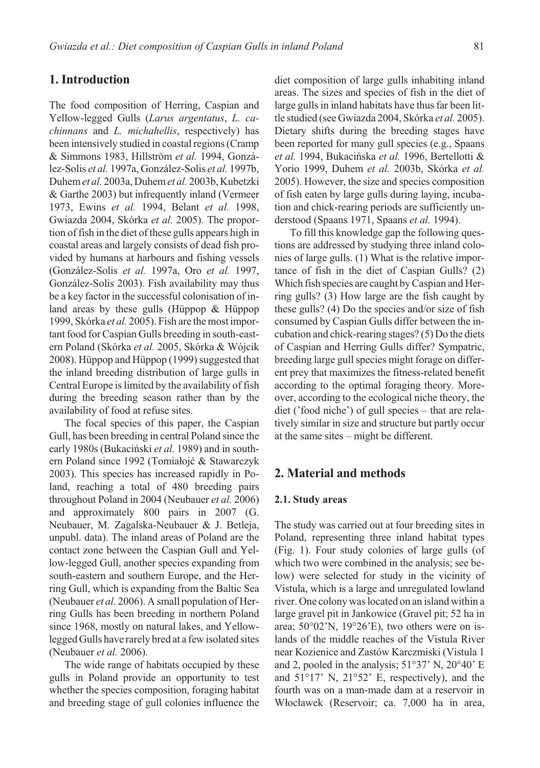## 1. Introduction

The food composition of Herring, Caspian and Yellow-legged Gulls (*Larus argentatus*, *L. cachinnans* and *L. michahellis*, respectively) has been intensively studied in coastal regions (Cramp & Simmons 1983, Hillström *et al.* 1994, González-Solis *et al.* 1997a, González-Solis *et al.* 1997b, Duhem *et al.* 2003a, Duhem *et al.* 2003b, Kubetzki & Garthe 2003) but infrequently inland (Vermeer 1973, Ewins *et al.* 1994, Belant *et al.* 1998, Gwiazda 2004, Skórka *et al.* 2005). The proportion of fish in the diet of these gulls appears high in coastal areas and largely consists of dead fish provided by humans at harbours and fishing vessels (González-Solis *et al.* 1997a, Oro *et al.* 1997, González-Solis 2003). Fish availability may thus be a key factor in the successful colonisation of inland areas by these gulls (Hüppop & Hüppop 1999, Skórka *et al.* 2005). Fish are the most important food for Caspian Gulls breeding in south-eastern Poland (Skórka *et al.* 2005, Skórka & Wójcik 2008). Hüppop and Hüppop (1999) suggested that the inland breeding distribution of large gulls in Central Europe is limited by the availability of fish during the breeding season rather than by the availability of food at refuse sites.

The focal species of this paper, the Caspian Gull, has been breeding in central Poland since the early 1980s (Bukaciński *et al*. 1989) and in southern Poland since 1992 (Tomiałojć & Stawarczyk 2003). This species has increased rapidly in Poland, reaching a total of 480 breeding pairs throughout Poland in 2004 (Neubauer *et al.* 2006) and approximately 800 pairs in 2007 (G. Neubauer, M. Zagalska-Neubauer & J. Betleja, unpubl. data). The inland areas of Poland are the contact zone between the Caspian Gull and Yellow-legged Gull, another species expanding from south-eastern and southern Europe, and the Herring Gull, which is expanding from the Baltic Sea (Neubauer *et al.* 2006). A small population of Herring Gulls has been breeding in northern Poland since 1968, mostly on natural lakes, and Yellow-legged Gulls have rarely bred at a few isolated sites (Neubauer *et al.* 2006).

The wide range of habitats occupied by these gulls in Poland provide an opportunity to test whether the species composition, foraging habitat and breeding stage of gull colonies influence the diet composition of large gulls inhabiting inland areas. The sizes and species of fish in the diet of large gulls in inland habitats have thus far been little studied (see Gwiazda 2004, Skórka *et al.* 2005). Dietary shifts during the breeding stages have been reported for many gull species (e.g., Spaans *et al.* 1994, Bukacińska *et al.* 1996, Bertellotti & Yorio 1999, Duhem *et al.* 2003b, Skórka *et al.* 2005). However, the size and species composition of fish eaten by large gulls during laying, incubation and chick-rearing periods are sufficiently understood (Spaans 1971, Spaans *et al.* 1994).

To fill this knowledge gap the following questions are addressed by studying three inland colonies of large gulls. (1) What is the relative importance of fish in the diet of Caspian Gulls? (2) Which fish species are caught by Caspian and Herring gulls? (3) How large are the fish caught by these gulls? (4) Do the species and/or size of fish consumed by Caspian Gulls differ between the incubation and chick-rearing stages? (5) Do the diets of Caspian and Herring Gulls differ? Sympatric, breeding large gull species might forage on different prey that maximizes the fitness-related benefit according to the optimal foraging theory. Moreover, according to the ecological niche theory, the diet ('food niche') of gull species – that are relatively similar in size and structure but partly occur at the same sites – might be different.

## 2. Material and methods

### 2.1. Study areas

The study was carried out at four breeding sites in Poland, representing three inland habitat types (Fig. 1). Four study colonies of large gulls (of which two were combined in the analysis; see below) were selected for study in the vicinity of Vistula, which is a large and unregulated lowland river. One colony was located on an island within a large gravel pit in Jankowice (Gravel pit; 52 ha in area; 50°02'N, 19°26'E), two others were on islands of the middle reaches of the Vistula River near Kozienice and Zastów Karczmiski (Vistula 1 and 2, pooled in the analysis; 51°37' N, 20°40' E and 51°17' N, 21°52' E, respectively), and the fourth was on a man-made dam at a reservoir in Włocławek (Reservoir; ca. 7,000 ha in area,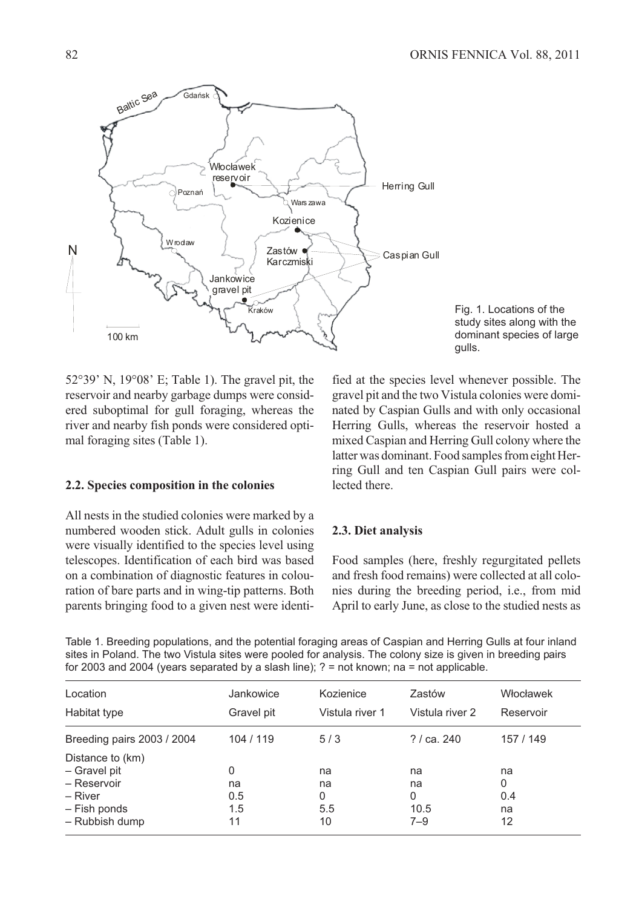Fig. 1. Locations of the study sites along with the dominant species of large gulls.

52°39' N, 19°08' E; Table 1). The gravel pit, the reservoir and nearby garbage dumps were considered suboptimal for gull foraging, whereas the river and nearby fish ponds were considered optimal foraging sites (Table 1).

### 2.2. Species composition in the colonies

All nests in the studied colonies were marked by a numbered wooden stick. Adult gulls in colonies were visually identified to the species level using telescopes. Identification of each bird was based on a combination of diagnostic features in colouration of bare parts and in wing-tip patterns. Both parents bringing food to a given nest were identified at the species level whenever possible. The gravel pit and the two Vistula colonies were dominated by Caspian Gulls and with only occasional Herring Gulls, whereas the reservoir hosted a mixed Caspian and Herring Gull colony where the latter was dominant. Food samples from eight Herring Gull and ten Caspian Gull pairs were collected there.

### 2.3. Diet analysis

Food samples (here, freshly regurgitated pellets and fresh food remains) were collected at all colonies during the breeding period, i.e., from mid April to early June, as close to the studied nests as

Table 1. Breeding populations, and the potential foraging areas of Caspian and Herring Gulls at four inland sites in Poland. The two Vistula sites were pooled for analysis. The colony size is given in breeding pairs for 2003 and 2004 (years separated by a slash line); ? = not known; na = not applicable.

| Location | Jankowice | Kozienice | Zastów | Włocławek |
|---|---|---|---|---|
| Habitat type | Gravel pit | Vistula river 1 | Vistula river 2 | Reservoir |
| Breeding pairs 2003 / 2004 | 104 / 119 | 5 / 3 | ? / ca. 240 | 157 / 149 |
| Distance to (km) | | | | |
| – Gravel pit | 0 | na | na | na |
| – Reservoir | na | na | na | 0 |
| – River | 0.5 | 0 | 0 | 0.4 |
| – Fish ponds | 1.5 | 5.5 | 10.5 | na |
| – Rubbish dump | 11 | 10 | 7–9 | 12 |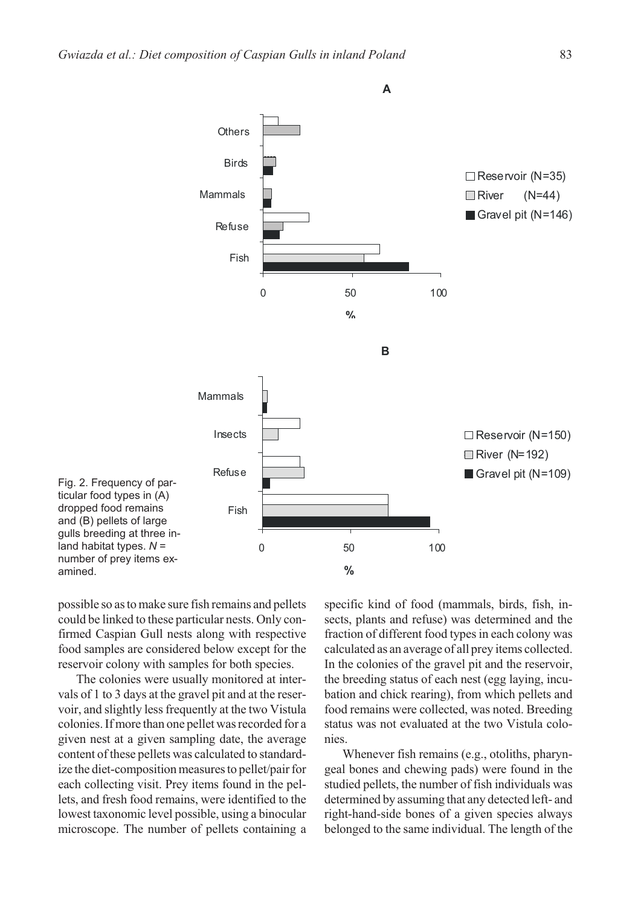Fig. 2. Frequency of particular food types in (A) dropped food remains and (B) pellets of large gulls breeding at three inland habitat types. $N$ = number of prey items examined.

possible so as to make sure fish remains and pellets could be linked to these particular nests. Only confirmed Caspian Gull nests along with respective food samples are considered below except for the reservoir colony with samples for both species.

The colonies were usually monitored at intervals of 1 to 3 days at the gravel pit and at the reservoir, and slightly less frequently at the two Vistula colonies. If more than one pellet was recorded for a given nest at a given sampling date, the average content of these pellets was calculated to standardize the diet-composition measures to pellet/pair for each collecting visit. Prey items found in the pellets, and fresh food remains, were identified to the lowest taxonomic level possible, using a binocular microscope. The number of pellets containing a specific kind of food (mammals, birds, fish, insects, plants and refuse) was determined and the fraction of different food types in each colony was calculated as an average of all prey items collected. In the colonies of the gravel pit and the reservoir, the breeding status of each nest (egg laying, incubation and chick rearing), from which pellets and food remains were collected, was noted. Breeding status was not evaluated at the two Vistula colonies.

Whenever fish remains (e.g., otoliths, pharyngeal bones and chewing pads) were found in the studied pellets, the number of fish individuals was determined by assuming that any detected left- and right-hand-side bones of a given species always belonged to the same individual. The length of the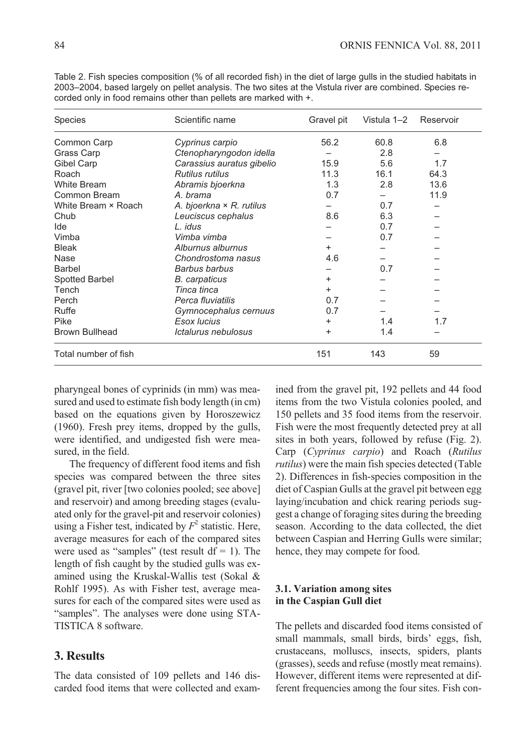Table 2. Fish species composition (% of all recorded fish) in the diet of large gulls in the studied habitats in 2003–2004, based largely on pellet analysis. The two sites at the Vistula river are combined. Species recorded only in food remains other than pellets are marked with +.

| Species | Scientific name | Gravel pit | Vistula 1–2 | Reservoir |
|---|---|---|---|---|
| Common Carp | *Cyprinus carpio* | 56.2 | 60.8 | 6.8 |
| Grass Carp | *Ctenopharyngodon idella* | – | 2.8 | – |
| Gibel Carp | *Carassius auratus gibelio* | 15.9 | 5.6 | 1.7 |
| Roach | *Rutilus rutilus* | 11.3 | 16.1 | 64.3 |
| White Bream | *Abramis bjoerkna* | 1.3 | 2.8 | 13.6 |
| Common Bream | *A. brama* | 0.7 | – | 11.9 |
| White Bream × Roach | *A. bjoerkna × R. rutilus* | – | 0.7 | – |
| Chub | *Leuciscus cephalus* | 8.6 | 6.3 | – |
| Ide | *L. idus* | – | 0.7 | – |
| Vimba | *Vimba vimba* | – | 0.7 | – |
| Bleak | *Alburnus alburnus* | + | – | – |
| Nase | *Chondrostoma nasus* | 4.6 | – | – |
| Barbel | *Barbus barbus* | – | 0.7 | – |
| Spotted Barbel | *B. carpaticus* | + | – | – |
| Tench | *Tinca tinca* | + | – | – |
| Perch | *Perca fluviatilis* | 0.7 | – | – |
| Ruffe | *Gymnocephalus cernuus* | 0.7 | – | – |
| Pike | *Esox lucius* | + | 1.4 | 1.7 |
| Brown Bullhead | *Ictalurus nebulosus* | + | 1.4 | – |
| Total number of fish | | 151 | 143 | 59 |

pharyngeal bones of cyprinids (in mm) was measured and used to estimate fish body length (in cm) based on the equations given by Horoszewicz (1960). Fresh prey items, dropped by the gulls, were identified, and undigested fish were measured, in the field.

The frequency of different food items and fish species was compared between the three sites (gravel pit, river [two colonies pooled; see above] and reservoir) and among breeding stages (evaluated only for the gravel-pit and reservoir colonies) using a Fisher test, indicated by $F^2$ statistic. Here, average measures for each of the compared sites were used as "samples" (test result df = 1). The length of fish caught by the studied gulls was examined using the Kruskal-Wallis test (Sokal & Rohlf 1995). As with Fisher test, average measures for each of the compared sites were used as "samples". The analyses were done using STATISTICA 8 software.

## 3. Results

The data consisted of 109 pellets and 146 discarded food items that were collected and examined from the gravel pit, 192 pellets and 44 food items from the two Vistula colonies pooled, and 150 pellets and 35 food items from the reservoir. Fish were the most frequently detected prey at all sites in both years, followed by refuse (Fig. 2). Carp (*Cyprinus carpio*) and Roach (*Rutilus rutilus*) were the main fish species detected (Table 2). Differences in fish-species composition in the diet of Caspian Gulls at the gravel pit between egg laying/incubation and chick rearing periods suggest a change of foraging sites during the breeding season. According to the data collected, the diet between Caspian and Herring Gulls were similar; hence, they may compete for food.

### 3.1. Variation among sites in the Caspian Gull diet

The pellets and discarded food items consisted of small mammals, small birds, birds' eggs, fish, crustaceans, molluscs, insects, spiders, plants (grasses), seeds and refuse (mostly meat remains). However, different items were represented at different frequencies among the four sites. Fish con-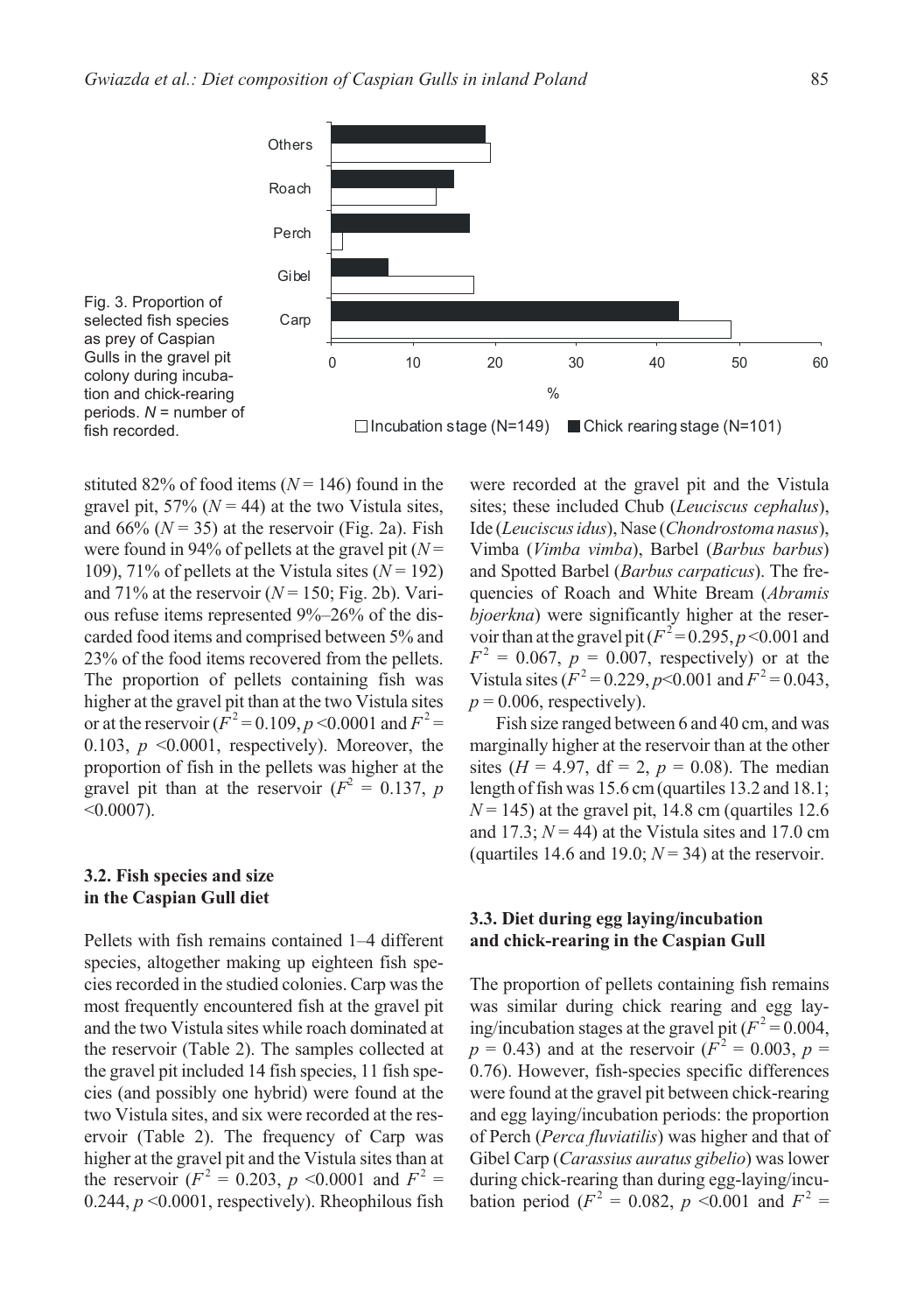Fig. 3. Proportion of selected fish species as prey of Caspian Gulls in the gravel pit colony during incubation and chick-rearing periods. $N$ = number of fish recorded.

stituted 82% of food items ($N = 146$) found in the gravel pit, 57% ($N = 44$) at the two Vistula sites, and 66% ($N = 35$) at the reservoir (Fig. 2a). Fish were found in 94% of pellets at the gravel pit ($N = 109$), 71% of pellets at the Vistula sites ($N = 192$) and 71% at the reservoir ($N = 150$; Fig. 2b). Various refuse items represented 9%–26% of the discarded food items and comprised between 5% and 23% of the food items recovered from the pellets. The proportion of pellets containing fish was higher at the gravel pit than at the two Vistula sites or at the reservoir ($F^2 = 0.109$, $p < 0.0001$ and $F^2 = 0.103$, $p < 0.0001$, respectively). Moreover, the proportion of fish in the pellets was higher at the gravel pit than at the reservoir ($F^2 = 0.137$, $p < 0.0007$).

### 3.2. Fish species and size in the Caspian Gull diet

Pellets with fish remains contained 1–4 different species, altogether making up eighteen fish species recorded in the studied colonies. Carp was the most frequently encountered fish at the gravel pit and the two Vistula sites while roach dominated at the reservoir (Table 2). The samples collected at the gravel pit included 14 fish species, 11 fish species (and possibly one hybrid) were found at the two Vistula sites, and six were recorded at the reservoir (Table 2). The frequency of Carp was higher at the gravel pit and the Vistula sites than at the reservoir ($F^2 = 0.203$, $p < 0.0001$ and $F^2 = 0.244$, $p < 0.0001$, respectively). Rheophilous fish were recorded at the gravel pit and the Vistula sites; these included Chub (*Leuciscus cephalus*), Ide (*Leuciscus idus*), Nase (*Chondrostoma nasus*), Vimba (*Vimba vimba*), Barbel (*Barbus barbus*) and Spotted Barbel (*Barbus carpaticus*). The frequencies of Roach and White Bream (*Abramis bjoerkna*) were significantly higher at the reservoir than at the gravel pit ($F^2 = 0.295$, $p < 0.001$ and $F^2 = 0.067$, $p = 0.007$, respectively) or at the Vistula sites ($F^2 = 0.229$, $p < 0.001$ and $F^2 = 0.043$, $p = 0.006$, respectively).

Fish size ranged between 6 and 40 cm, and was marginally higher at the reservoir than at the other sites ($H = 4.97$, df = 2, $p = 0.08$). The median length of fish was 15.6 cm (quartiles 13.2 and 18.1; $N = 145$) at the gravel pit, 14.8 cm (quartiles 12.6 and 17.3; $N = 44$) at the Vistula sites and 17.0 cm (quartiles 14.6 and 19.0; $N = 34$) at the reservoir.

### 3.3. Diet during egg laying/incubation and chick-rearing in the Caspian Gull

The proportion of pellets containing fish remains was similar during chick rearing and egg laying/incubation stages at the gravel pit ($F^2 = 0.004$, $p = 0.43$) and at the reservoir ($F^2 = 0.003$, $p = 0.76$). However, fish-species specific differences were found at the gravel pit between chick-rearing and egg laying/incubation periods: the proportion of Perch (*Perca fluviatilis*) was higher and that of Gibel Carp (*Carassius auratus gibelio*) was lower during chick-rearing than during egg-laying/incubation period ($F^2 = 0.082$, $p < 0.001$ and $F^2 =$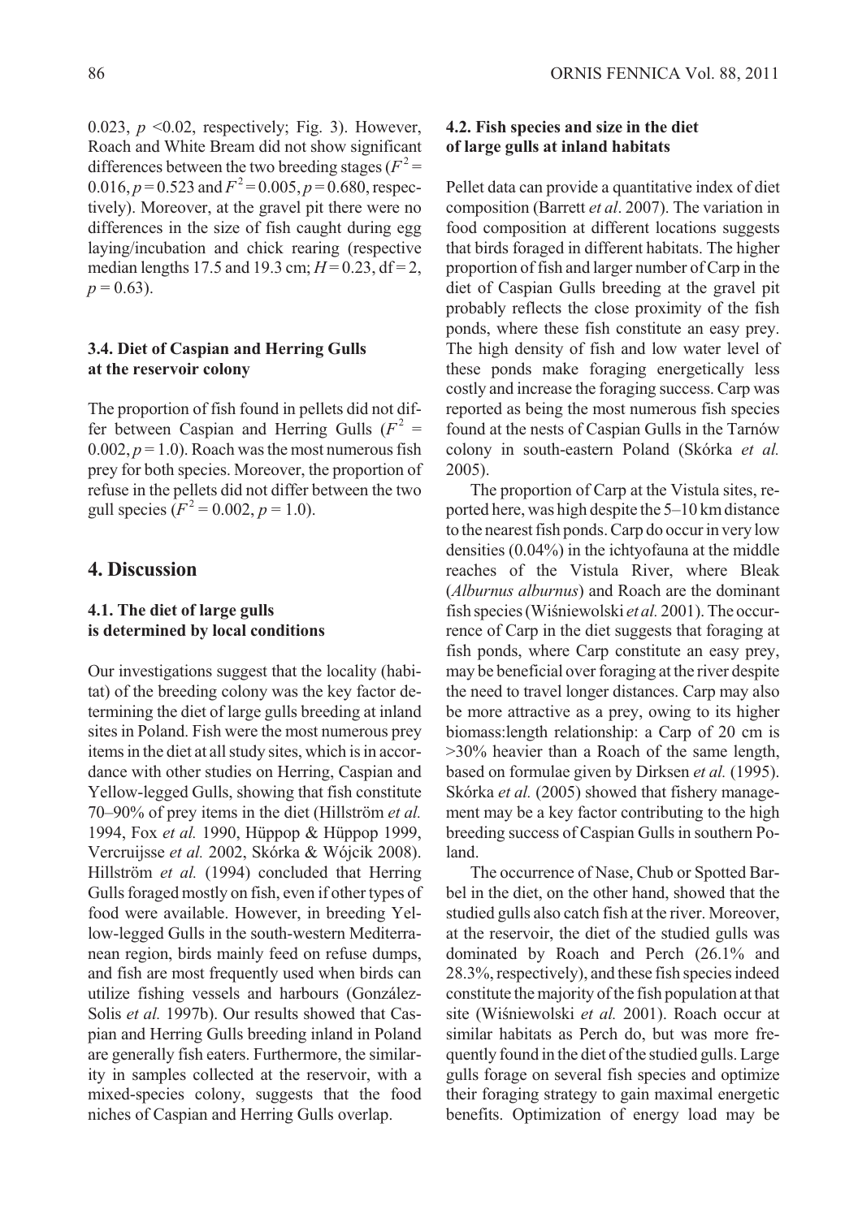0.023, $p$ <0.02, respectively; Fig. 3). However, Roach and White Bream did not show significant differences between the two breeding stages ($F^2$ = 0.016, $p$ = 0.523 and $F^2$ = 0.005, $p$ = 0.680, respectively). Moreover, at the gravel pit there were no differences in the size of fish caught during egg laying/incubation and chick rearing (respective median lengths 17.5 and 19.3 cm; $H$ = 0.23, df = 2, $p$ = 0.63).

### 3.4. Diet of Caspian and Herring Gulls at the reservoir colony

The proportion of fish found in pellets did not differ between Caspian and Herring Gulls ($F^2$ = 0.002, $p$ = 1.0). Roach was the most numerous fish prey for both species. Moreover, the proportion of refuse in the pellets did not differ between the two gull species ($F^2$ = 0.002, $p$ = 1.0).

## 4. Discussion

### 4.1. The diet of large gulls is determined by local conditions

Our investigations suggest that the locality (habitat) of the breeding colony was the key factor determining the diet of large gulls breeding at inland sites in Poland. Fish were the most numerous prey items in the diet at all study sites, which is in accordance with other studies on Herring, Caspian and Yellow-legged Gulls, showing that fish constitute 70–90% of prey items in the diet (Hillström *et al.* 1994, Fox *et al.* 1990, Hüppop & Hüppop 1999, Vercruijsse *et al.* 2002, Skórka & Wójcik 2008). Hillström *et al.* (1994) concluded that Herring Gulls foraged mostly on fish, even if other types of food were available. However, in breeding Yellow-legged Gulls in the south-western Mediterranean region, birds mainly feed on refuse dumps, and fish are most frequently used when birds can utilize fishing vessels and harbours (González-Solis *et al.* 1997b). Our results showed that Caspian and Herring Gulls breeding inland in Poland are generally fish eaters. Furthermore, the similarity in samples collected at the reservoir, with a mixed-species colony, suggests that the food niches of Caspian and Herring Gulls overlap.

### 4.2. Fish species and size in the diet of large gulls at inland habitats

Pellet data can provide a quantitative index of diet composition (Barrett *et al*. 2007). The variation in food composition at different locations suggests that birds foraged in different habitats. The higher proportion of fish and larger number of Carp in the diet of Caspian Gulls breeding at the gravel pit probably reflects the close proximity of the fish ponds, where these fish constitute an easy prey. The high density of fish and low water level of these ponds make foraging energetically less costly and increase the foraging success. Carp was reported as being the most numerous fish species found at the nests of Caspian Gulls in the Tarnów colony in south-eastern Poland (Skórka *et al.* 2005).

The proportion of Carp at the Vistula sites, reported here, was high despite the 5–10 km distance to the nearest fish ponds. Carp do occur in very low densities (0.04%) in the ichtyofauna at the middle reaches of the Vistula River, where Bleak (*Alburnus alburnus*) and Roach are the dominant fish species (Wiśniewolski *et al.* 2001). The occurrence of Carp in the diet suggests that foraging at fish ponds, where Carp constitute an easy prey, may be beneficial over foraging at the river despite the need to travel longer distances. Carp may also be more attractive as a prey, owing to its higher biomass:length relationship: a Carp of 20 cm is >30% heavier than a Roach of the same length, based on formulae given by Dirksen *et al.* (1995). Skórka *et al.* (2005) showed that fishery management may be a key factor contributing to the high breeding success of Caspian Gulls in southern Poland.

The occurrence of Nase, Chub or Spotted Barbel in the diet, on the other hand, showed that the studied gulls also catch fish at the river. Moreover, at the reservoir, the diet of the studied gulls was dominated by Roach and Perch (26.1% and 28.3%, respectively), and these fish species indeed constitute the majority of the fish population at that site (Wiśniewolski *et al.* 2001). Roach occur at similar habitats as Perch do, but was more frequently found in the diet of the studied gulls. Large gulls forage on several fish species and optimize their foraging strategy to gain maximal energetic benefits. Optimization of energy load may be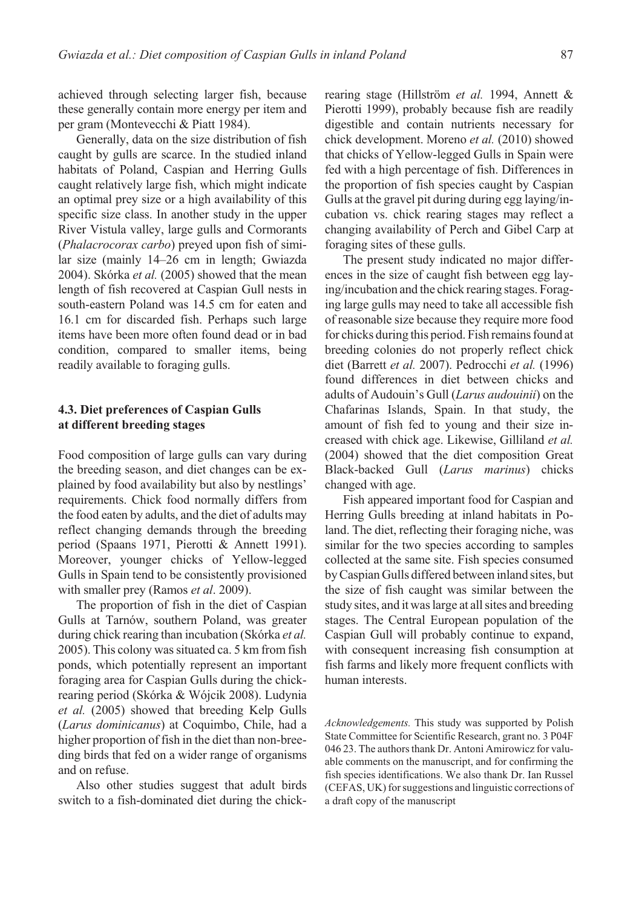achieved through selecting larger fish, because these generally contain more energy per item and per gram (Montevecchi & Piatt 1984).

Generally, data on the size distribution of fish caught by gulls are scarce. In the studied inland habitats of Poland, Caspian and Herring Gulls caught relatively large fish, which might indicate an optimal prey size or a high availability of this specific size class. In another study in the upper River Vistula valley, large gulls and Cormorants (*Phalacrocorax carbo*) preyed upon fish of similar size (mainly 14–26 cm in length; Gwiazda 2004). Skórka *et al.* (2005) showed that the mean length of fish recovered at Caspian Gull nests in south-eastern Poland was 14.5 cm for eaten and 16.1 cm for discarded fish. Perhaps such large items have been more often found dead or in bad condition, compared to smaller items, being readily available to foraging gulls.

### 4.3. Diet preferences of Caspian Gulls at different breeding stages

Food composition of large gulls can vary during the breeding season, and diet changes can be explained by food availability but also by nestlings' requirements. Chick food normally differs from the food eaten by adults, and the diet of adults may reflect changing demands through the breeding period (Spaans 1971, Pierotti & Annett 1991). Moreover, younger chicks of Yellow-legged Gulls in Spain tend to be consistently provisioned with smaller prey (Ramos *et al*. 2009).

The proportion of fish in the diet of Caspian Gulls at Tarnów, southern Poland, was greater during chick rearing than incubation (Skórka *et al.* 2005). This colony was situated ca. 5 km from fish ponds, which potentially represent an important foraging area for Caspian Gulls during the chick-rearing period (Skórka & Wójcik 2008). Ludynia *et al.* (2005) showed that breeding Kelp Gulls (*Larus dominicanus*) at Coquimbo, Chile, had a higher proportion of fish in the diet than non-breeding birds that fed on a wider range of organisms and on refuse.

Also other studies suggest that adult birds switch to a fish-dominated diet during the chick-rearing stage (Hillström *et al.* 1994, Annett & Pierotti 1999), probably because fish are readily digestible and contain nutrients necessary for chick development. Moreno *et al.* (2010) showed that chicks of Yellow-legged Gulls in Spain were fed with a high percentage of fish. Differences in the proportion of fish species caught by Caspian Gulls at the gravel pit during during egg laying/incubation vs. chick rearing stages may reflect a changing availability of Perch and Gibel Carp at foraging sites of these gulls.

The present study indicated no major differences in the size of caught fish between egg laying/incubation and the chick rearing stages. Foraging large gulls may need to take all accessible fish of reasonable size because they require more food for chicks during this period. Fish remains found at breeding colonies do not properly reflect chick diet (Barrett *et al.* 2007). Pedrocchi *et al.* (1996) found differences in diet between chicks and adults of Audouin's Gull (*Larus audouinii*) on the Chafarinas Islands, Spain. In that study, the amount of fish fed to young and their size increased with chick age. Likewise, Gilliland *et al.* (2004) showed that the diet composition Great Black-backed Gull (*Larus marinus*) chicks changed with age.

Fish appeared important food for Caspian and Herring Gulls breeding at inland habitats in Poland. The diet, reflecting their foraging niche, was similar for the two species according to samples collected at the same site. Fish species consumed by Caspian Gulls differed between inland sites, but the size of fish caught was similar between the study sites, and it was large at all sites and breeding stages. The Central European population of the Caspian Gull will probably continue to expand, with consequent increasing fish consumption at fish farms and likely more frequent conflicts with human interests.

*Acknowledgements.* This study was supported by Polish State Committee for Scientific Research, grant no. 3 P04F 046 23. The authors thank Dr. Antoni Amirowicz for valuable comments on the manuscript, and for confirming the fish species identifications. We also thank Dr. Ian Russel (CEFAS, UK) for suggestions and linguistic corrections of a draft copy of the manuscript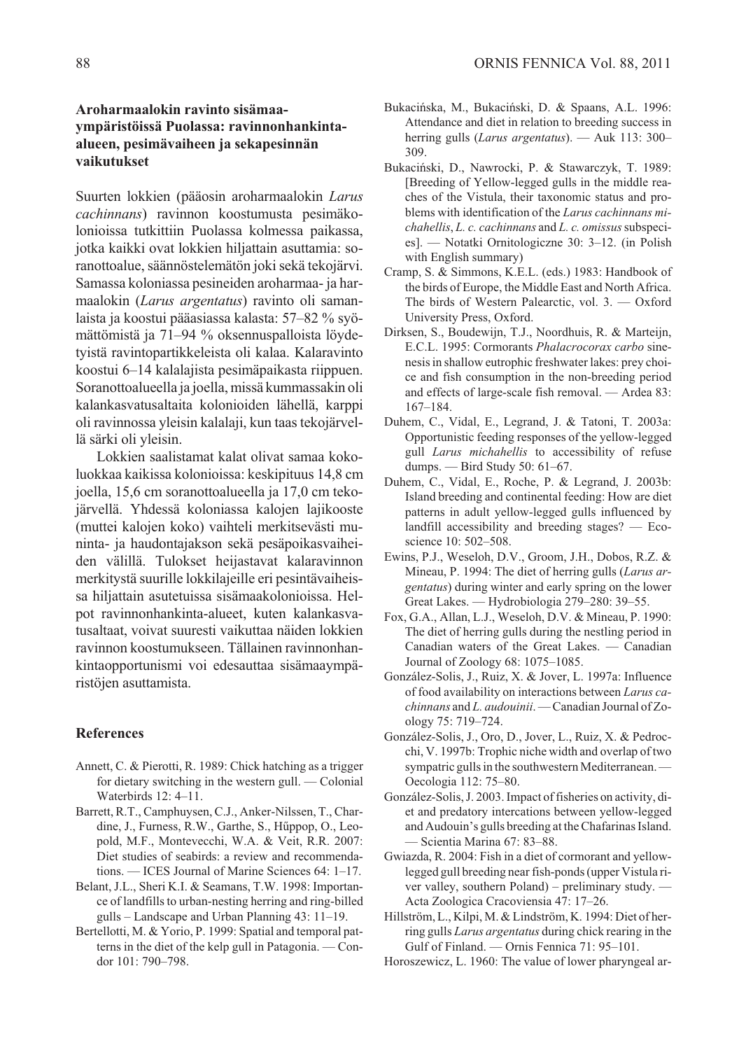### Aroharmaalokin ravinto sisämaa-ympäristöissä Puolassa: ravinnonhankinta-alueen, pesimävaiheen ja sekapesinnän vaikutukset

Suurten lokkien (pääosin aroharmaalokin *Larus cachinnans*) ravinnon koostumusta pesimäkolonioissa tutkittiin Puolassa kolmessa paikassa, jotka kaikki ovat lokkien hiljattain asuttamia: soranottoalue, säännöstelemätön joki sekä tekojärvi. Samassa koloniassa pesineiden aroharmaa- ja harmaalokin (*Larus argentatus*) ravinto oli samanlaista ja koostui pääasiassa kalasta: 57–82 % syömättömistä ja 71–94 % oksennuspalloista löydetyistä ravintopartikkeleista oli kalaa. Kalaravinto koostui 6–14 kalalajista pesimäpaikasta riippuen. Soranottoalueella ja joella, missä kummassakin oli kalankasvatusaltaita kolonioiden lähellä, karppi oli ravinnossa yleisin kalalaji, kun taas tekojärvellä särki oli yleisin.

Lokkien saalistamat kalat olivat samaa kokoluokkaa kaikissa kolonioissa: keskipituus 14,8 cm joella, 15,6 cm soranottoalueella ja 17,0 cm tekojärvellä. Yhdessä koloniassa kalojen lajikooste (muttei kalojen koko) vaihteli merkitsevästi muninta- ja haudontajakson sekä pesäpoikasvaiheiden välillä. Tulokset heijastavat kalaravinnon merkitystä suurille lokkilajeille eri pesintävaiheissa hiljattain asutetuissa sisämaakolonioissa. Helpot ravinnonhankinta-alueet, kuten kalankasvatusaltaat, voivat suuresti vaikuttaa näiden lokkien ravinnon koostumukseen. Tällainen ravinnonhankintaopportunismi voi edesauttaa sisämaaympäristöjen asuttamista.

### References

Annett, C. & Pierotti, R. 1989: Chick hatching as a trigger for dietary switching in the western gull. — Colonial Waterbirds 12: 4–11.

Barrett, R.T., Camphuysen, C.J., Anker-Nilssen, T., Chardine, J., Furness, R.W., Garthe, S., Hűppop, O., Leopold, M.F., Montevecchi, W.A. & Veit, R.R. 2007: Diet studies of seabirds: a review and recommendations. — ICES Journal of Marine Sciences 64: 1–17.

Belant, J.L., Sheri K.I. & Seamans, T.W. 1998: Importance of landfills to urban-nesting herring and ring-billed gulls – Landscape and Urban Planning 43: 11–19.

Bertellotti, M. & Yorio, P. 1999: Spatial and temporal patterns in the diet of the kelp gull in Patagonia. — Condor 101: 790–798.

Bukacińska, M., Bukaciński, D. & Spaans, A.L. 1996: Attendance and diet in relation to breeding success in herring gulls (*Larus argentatus*). — Auk 113: 300–309.

Bukaciński, D., Nawrocki, P. & Stawarczyk, T. 1989: [Breeding of Yellow-legged gulls in the middle reaches of the Vistula, their taxonomic status and problems with identification of the *Larus cachinnans michahellis*, *L. c. cachinnans* and *L. c. omissus* subspecies]. — Notatki Ornitologiczne 30: 3–12. (in Polish with English summary)

Cramp, S. & Simmons, K.E.L. (eds.) 1983: Handbook of the birds of Europe, the Middle East and North Africa. The birds of Western Palearctic, vol. 3. — Oxford University Press, Oxford.

Dirksen, S., Boudewijn, T.J., Noordhuis, R. & Marteijn, E.C.L. 1995: Cormorants *Phalacrocorax carbo* sinenesis in shallow eutrophic freshwater lakes: prey choice and fish consumption in the non-breeding period and effects of large-scale fish removal. — Ardea 83: 167–184.

Duhem, C., Vidal, E., Legrand, J. & Tatoni, T. 2003a: Opportunistic feeding responses of the yellow-legged gull *Larus michahellis* to accessibility of refuse dumps. — Bird Study 50: 61–67.

Duhem, C., Vidal, E., Roche, P. & Legrand, J. 2003b: Island breeding and continental feeding: How are diet patterns in adult yellow-legged gulls influenced by landfill accessibility and breeding stages? — Ecoscience 10: 502–508.

Ewins, P.J., Weseloh, D.V., Groom, J.H., Dobos, R.Z. & Mineau, P. 1994: The diet of herring gulls (*Larus argentatus*) during winter and early spring on the lower Great Lakes. — Hydrobiologia 279–280: 39–55.

Fox, G.A., Allan, L.J., Weseloh, D.V. & Mineau, P. 1990: The diet of herring gulls during the nestling period in Canadian waters of the Great Lakes. — Canadian Journal of Zoology 68: 1075–1085.

González-Solis, J., Ruiz, X. & Jover, L. 1997a: Influence of food availability on interactions between *Larus cachinnans* and *L. audouinii*. — Canadian Journal of Zoology 75: 719–724.

González-Solis, J., Oro, D., Jover, L., Ruiz, X. & Pedrocchi, V. 1997b: Trophic niche width and overlap of two sympatric gulls in the southwestern Mediterranean. — Oecologia 112: 75–80.

González-Solis, J. 2003. Impact of fisheries on activity, diet and predatory intercations between yellow-legged and Audouin's gulls breeding at the Chafarinas Island. — Scientia Marina 67: 83–88.

Gwiazda, R. 2004: Fish in a diet of cormorant and yellow-legged gull breeding near fish-ponds (upper Vistula river valley, southern Poland) – preliminary study. — Acta Zoologica Cracoviensia 47: 17–26.

Hillström, L., Kilpi, M. & Lindström, K. 1994: Diet of herring gulls *Larus argentatus* during chick rearing in the Gulf of Finland. — Ornis Fennica 71: 95–101.

Horoszewicz, L. 1960: The value of lower pharyngeal ar-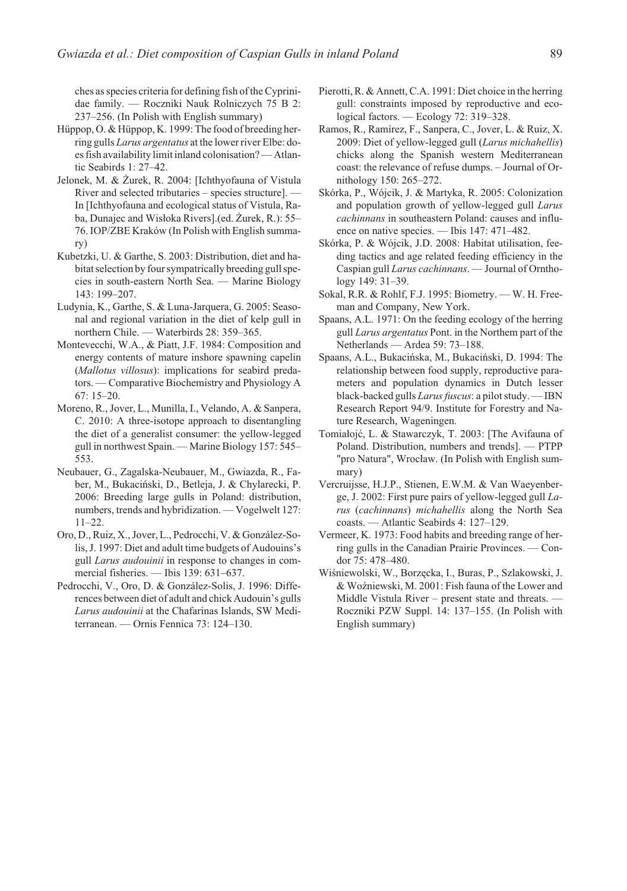ches as species criteria for defining fish of the Cyprinidae family. — Roczniki Nauk Rolniczych 75 B 2: 237–256. (In Polish with English summary)

Hüppop, O. & Hüppop, K. 1999: The food of breeding herring gulls *Larus argentatus* at the lower river Elbe: does fish availability limit inland colonisation? — Atlantic Seabirds 1: 27–42.

Jelonek, M. & Żurek, R. 2004: [Ichthyofauna of Vistula River and selected tributaries – species structure]. — In [Ichthyofauna and ecological status of Vistula, Raba, Dunajec and Wisłoka Rivers].(ed. Żurek, R.): 55–76. IOP/ZBE Kraków (In Polish with English summary)

Kubetzki, U. & Garthe, S. 2003: Distribution, diet and habitat selection by four sympatrically breeding gull species in south-eastern North Sea. — Marine Biology 143: 199–207.

Ludynia, K., Garthe, S. & Luna-Jarquera, G. 2005: Seasonal and regional variation in the diet of kelp gull in northern Chile. — Waterbirds 28: 359–365.

Montevecchi, W.A., & Piatt, J.F. 1984: Composition and energy contents of mature inshore spawning capelin (*Mallotus villosus*): implications for seabird predators. — Comparative Biochemistry and Physiology A 67: 15–20.

Moreno, R., Jover, L., Munilla, I., Velando, A. & Sanpera, C. 2010: A three-isotope approach to disentangling the diet of a generalist consumer: the yellow-legged gull in northwest Spain. — Marine Biology 157: 545–553.

Neubauer, G., Zagalska-Neubauer, M., Gwiazda, R., Faber, M., Bukaciński, D., Betleja, J. & Chylarecki, P. 2006: Breeding large gulls in Poland: distribution, numbers, trends and hybridization. — Vogelwelt 127: 11–22.

Oro, D., Ruiz, X., Jover, L., Pedrocchi, V. & González-Solis, J. 1997: Diet and adult time budgets of Audouins's gull *Larus audouinii* in response to changes in commercial fisheries. — Ibis 139: 631–637.

Pedrocchi, V., Oro, D. & González-Solis, J. 1996: Differences between diet of adult and chick Audouin's gulls *Larus audouinii* at the Chafarinas Islands, SW Mediterranean. — Ornis Fennica 73: 124–130.

Pierotti, R. & Annett, C.A. 1991: Diet choice in the herring gull: constraints imposed by reproductive and ecological factors. — Ecology 72: 319–328.

Ramos, R., Ramírez, F., Sanpera, C., Jover, L. & Ruiz, X. 2009: Diet of yellow-legged gull (*Larus michahellis*) chicks along the Spanish western Mediterranean coast: the relevance of refuse dumps. – Journal of Ornithology 150: 265–272.

Skórka, P., Wójcik, J. & Martyka, R. 2005: Colonization and population growth of yellow-legged gull *Larus cachinnans* in southeastern Poland: causes and influence on native species. — Ibis 147: 471–482.

Skórka, P. & Wójcik, J.D. 2008: Habitat utilisation, feeding tactics and age related feeding efficiency in the Caspian gull *Larus cachinnans*. — Journal of Ornthology 149: 31–39.

Sokal, R.R. & Rohlf, F.J. 1995: Biometry. — W. H. Freeman and Company, New York.

Spaans, A.L. 1971: On the feeding ecology of the herring gull *Larus argentatus* Pont. in the Northem part of the Netherlands — Ardea 59: 73–188.

Spaans, A.L., Bukacińska, M., Bukaciński, D. 1994: The relationship between food supply, reproductive parameters and population dynamics in Dutch lesser black-backed gulls *Larus fuscus*: a pilot study. — IBN Research Report 94/9. Institute for Forestry and Nature Research, Wageningen.

Tomiałojć, L. & Stawarczyk, T. 2003: [The Avifauna of Poland. Distribution, numbers and trends]. — PTPP "pro Natura", Wrocław. (In Polish with English summary)

Vercruijsse, H.J.P., Stienen, E.W.M. & Van Waeyenberge, J. 2002: First pure pairs of yellow-legged gull *Larus* (*cachinnans*) *michahellis* along the North Sea coasts. — Atlantic Seabirds 4: 127–129.

Vermeer, K. 1973: Food habits and breeding range of herring gulls in the Canadian Prairie Provinces. — Condor 75: 478–480.

Wiśniewolski, W., Borzęcka, I., Buras, P., Szlakowski, J. & Woźniewski, M. 2001: Fish fauna of the Lower and Middle Vistula River – present state and threats. — Roczniki PZW Suppl. 14: 137–155. (In Polish with English summary)